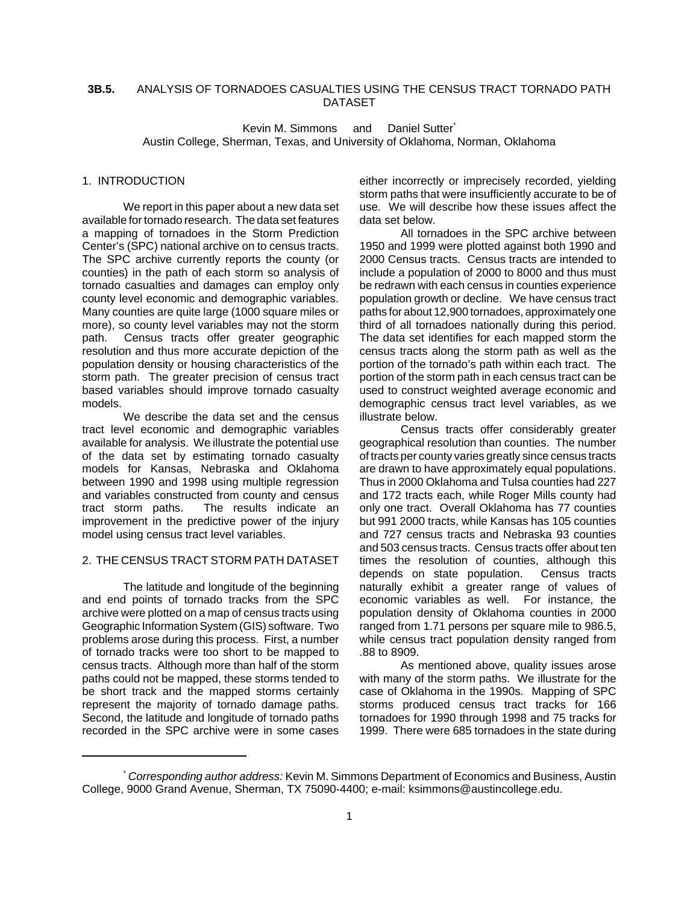# 3B.5. ANALYSIS OF TORNADOES CASUALTIES USING THE CENSUS TRACT TORNADO PATH DATASET

Kevin M. Simmons and Daniel Sutter*

Austin College, Sherman, Texas, and University of Oklahoma, Norman, Oklahoma

## 1. INTRODUCTION

We report in this paper about a new data set available for tornado research. The data set features a mapping of tornadoes in the Storm Prediction Center's (SPC) national archive on to census tracts. The SPC archive currently reports the county (or counties) in the path of each storm so analysis of tornado casualties and damages can employ only county level economic and demographic variables. Many counties are quite large (1000 square miles or more), so county level variables may not the storm path. Census tracts offer greater geographic resolution and thus more accurate depiction of the population density or housing characteristics of the storm path. The greater precision of census tract based variables should improve tornado casualty models.

We describe the data set and the census tract level economic and demographic variables available for analysis. We illustrate the potential use of the data set by estimating tornado casualty models for Kansas, Nebraska and Oklahoma between 1990 and 1998 using multiple regression and variables constructed from county and census tract storm paths. The results indicate an improvement in the predictive power of the injury model using census tract level variables.

## 2. THE CENSUS TRACT STORM PATH DATASET

The latitude and longitude of the beginning and end points of tornado tracks from the SPC archive were plotted on a map of census tracts using Geographic Information System (GIS) software. Two problems arose during this process. First, a number of tornado tracks were too short to be mapped to census tracts. Although more than half of the storm paths could not be mapped, these storms tended to be short track and the mapped storms certainly represent the majority of tornado damage paths. Second, the latitude and longitude of tornado paths recorded in the SPC archive were in some cases either incorrectly or imprecisely recorded, yielding storm paths that were insufficiently accurate to be of use. We will describe how these issues affect the data set below.

All tornadoes in the SPC archive between 1950 and 1999 were plotted against both 1990 and 2000 Census tracts. Census tracts are intended to include a population of 2000 to 8000 and thus must be redrawn with each census in counties experience population growth or decline. We have census tract paths for about 12,900 tornadoes, approximately one third of all tornadoes nationally during this period. The data set identifies for each mapped storm the census tracts along the storm path as well as the portion of the tornado's path within each tract. The portion of the storm path in each census tract can be used to construct weighted average economic and demographic census tract level variables, as we illustrate below.

Census tracts offer considerably greater geographical resolution than counties. The number of tracts per county varies greatly since census tracts are drawn to have approximately equal populations. Thus in 2000 Oklahoma and Tulsa counties had 227 and 172 tracts each, while Roger Mills county had only one tract. Overall Oklahoma has 77 counties but 991 2000 tracts, while Kansas has 105 counties and 727 census tracts and Nebraska 93 counties and 503 census tracts. Census tracts offer about ten times the resolution of counties, although this depends on state population. Census tracts naturally exhibit a greater range of values of economic variables as well. For instance, the population density of Oklahoma counties in 2000 ranged from 1.71 persons per square mile to 986.5, while census tract population density ranged from .88 to 8909.

As mentioned above, quality issues arose with many of the storm paths. We illustrate for the case of Oklahoma in the 1990s. Mapping of SPC storms produced census tract tracks for 166 tornadoes for 1990 through 1998 and 75 tracks for 1999. There were 685 tornadoes in the state during

---

* *Corresponding author address:* Kevin M. Simmons Department of Economics and Business, Austin College, 9000 Grand Avenue, Sherman, TX 75090-4400; e-mail: ksimmons@austincollege.edu.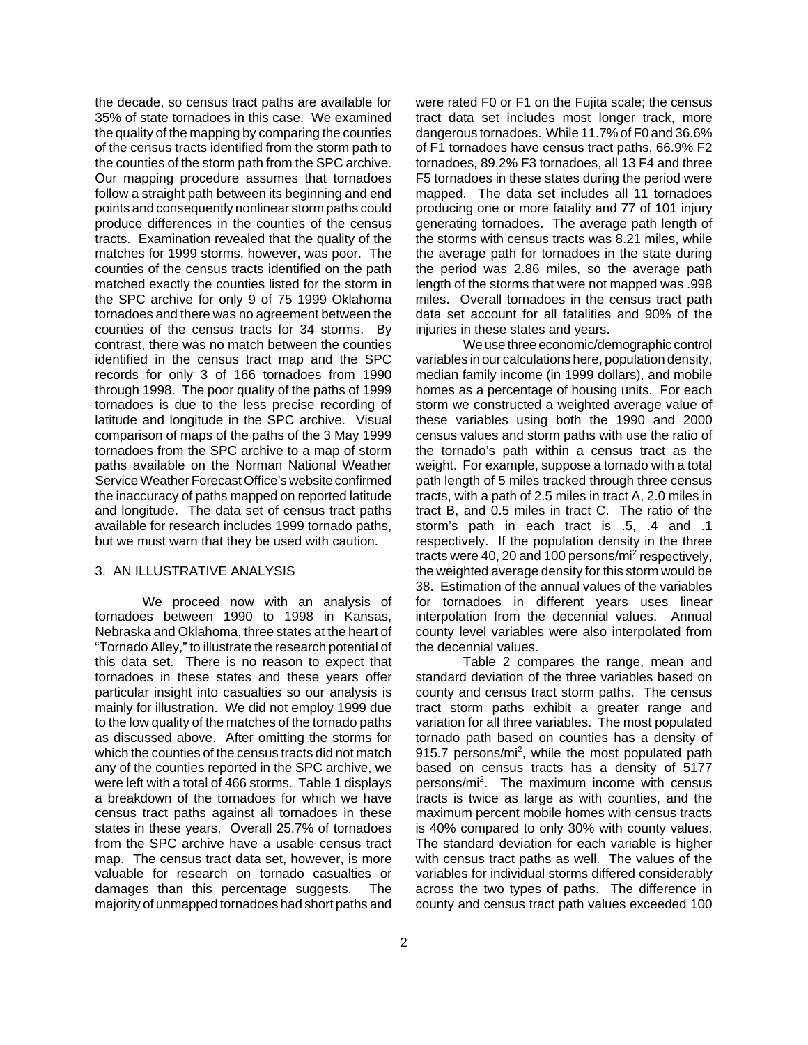the decade, so census tract paths are available for 35% of state tornadoes in this case. We examined the quality of the mapping by comparing the counties of the census tracts identified from the storm path to the counties of the storm path from the SPC archive. Our mapping procedure assumes that tornadoes follow a straight path between its beginning and end points and consequently nonlinear storm paths could produce differences in the counties of the census tracts. Examination revealed that the quality of the matches for 1999 storms, however, was poor. The counties of the census tracts identified on the path matched exactly the counties listed for the storm in the SPC archive for only 9 of 75 1999 Oklahoma tornadoes and there was no agreement between the counties of the census tracts for 34 storms. By contrast, there was no match between the counties identified in the census tract map and the SPC records for only 3 of 166 tornadoes from 1990 through 1998. The poor quality of the paths of 1999 tornadoes is due to the less precise recording of latitude and longitude in the SPC archive. Visual comparison of maps of the paths of the 3 May 1999 tornadoes from the SPC archive to a map of storm paths available on the Norman National Weather Service Weather Forecast Office's website confirmed the inaccuracy of paths mapped on reported latitude and longitude. The data set of census tract paths available for research includes 1999 tornado paths, but we must warn that they be used with caution.

## 3. AN ILLUSTRATIVE ANALYSIS

We proceed now with an analysis of tornadoes between 1990 to 1998 in Kansas, Nebraska and Oklahoma, three states at the heart of "Tornado Alley," to illustrate the research potential of this data set. There is no reason to expect that tornadoes in these states and these years offer particular insight into casualties so our analysis is mainly for illustration. We did not employ 1999 due to the low quality of the matches of the tornado paths as discussed above. After omitting the storms for which the counties of the census tracts did not match any of the counties reported in the SPC archive, we were left with a total of 466 storms. Table 1 displays a breakdown of the tornadoes for which we have census tract paths against all tornadoes in these states in these years. Overall 25.7% of tornadoes from the SPC archive have a usable census tract map. The census tract data set, however, is more valuable for research on tornado casualties or damages than this percentage suggests. The majority of unmapped tornadoes had short paths and were rated F0 or F1 on the Fujita scale; the census tract data set includes most longer track, more dangerous tornadoes. While 11.7% of F0 and 36.6% of F1 tornadoes have census tract paths, 66.9% F2 tornadoes, 89.2% F3 tornadoes, all 13 F4 and three F5 tornadoes in these states during the period were mapped. The data set includes all 11 tornadoes producing one or more fatality and 77 of 101 injury generating tornadoes. The average path length of the storms with census tracts was 8.21 miles, while the average path for tornadoes in the state during the period was 2.86 miles, so the average path length of the storms that were not mapped was .998 miles. Overall tornadoes in the census tract path data set account for all fatalities and 90% of the injuries in these states and years.

We use three economic/demographic control variables in our calculations here, population density, median family income (in 1999 dollars), and mobile homes as a percentage of housing units. For each storm we constructed a weighted average value of these variables using both the 1990 and 2000 census values and storm paths with use the ratio of the tornado's path within a census tract as the weight. For example, suppose a tornado with a total path length of 5 miles tracked through three census tracts, with a path of 2.5 miles in tract A, 2.0 miles in tract B, and 0.5 miles in tract C. The ratio of the storm's path in each tract is .5, .4 and .1 respectively. If the population density in the three tracts were 40, 20 and 100 persons/mi$^2$ respectively, the weighted average density for this storm would be 38. Estimation of the annual values of the variables for tornadoes in different years uses linear interpolation from the decennial values. Annual county level variables were also interpolated from the decennial values.

Table 2 compares the range, mean and standard deviation of the three variables based on county and census tract storm paths. The census tract storm paths exhibit a greater range and variation for all three variables. The most populated tornado path based on counties has a density of 915.7 persons/mi$^2$, while the most populated path based on census tracts has a density of 5177 persons/mi$^2$. The maximum income with census tracts is twice as large as with counties, and the maximum percent mobile homes with census tracts is 40% compared to only 30% with county values. The standard deviation for each variable is higher with census tract paths as well. The values of the variables for individual storms differed considerably across the two types of paths. The difference in county and census tract path values exceeded 100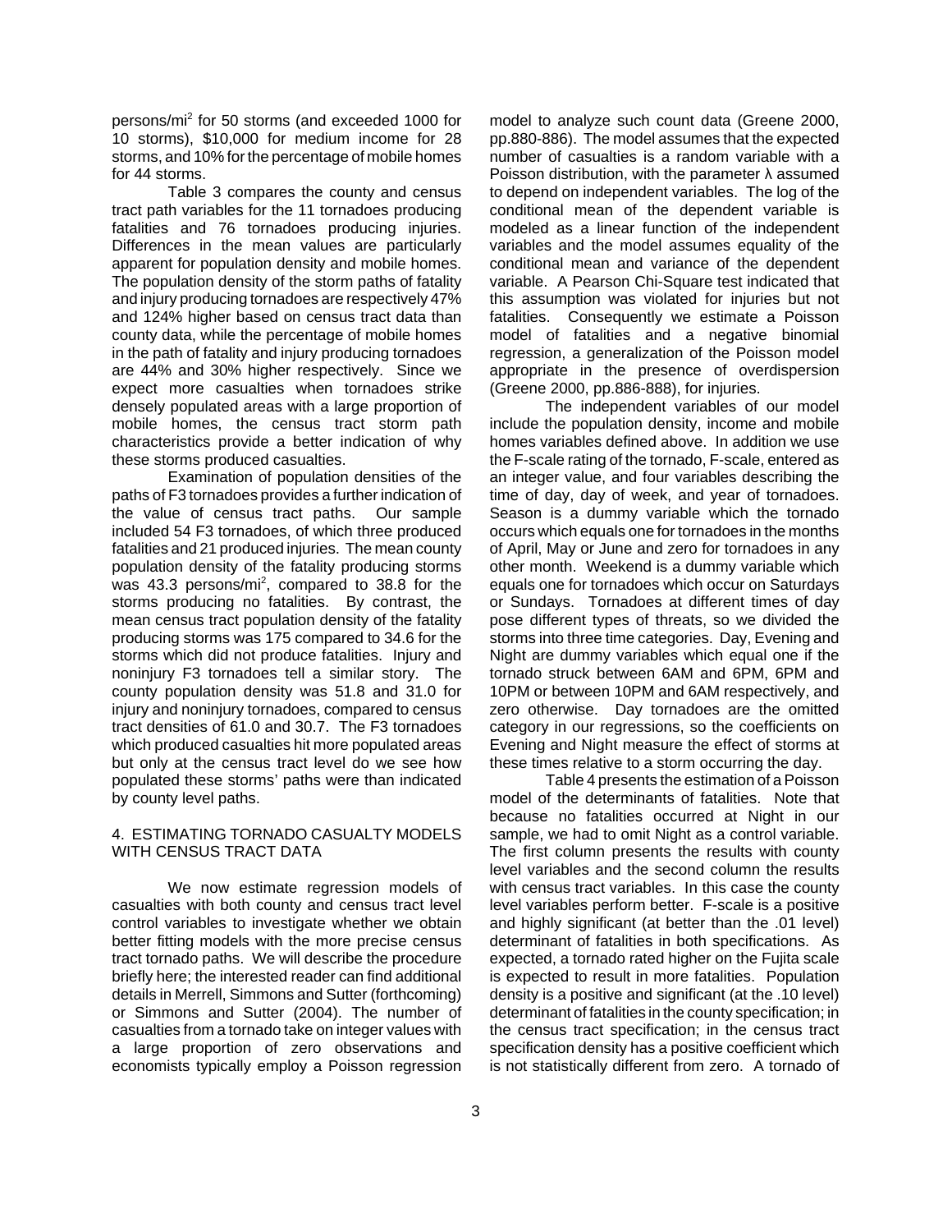persons/mi$^2$ for 50 storms (and exceeded 1000 for 10 storms), \$10,000 for medium income for 28 storms, and 10% for the percentage of mobile homes for 44 storms.

Table 3 compares the county and census tract path variables for the 11 tornadoes producing fatalities and 76 tornadoes producing injuries. Differences in the mean values are particularly apparent for population density and mobile homes. The population density of the storm paths of fatality and injury producing tornadoes are respectively 47% and 124% higher based on census tract data than county data, while the percentage of mobile homes in the path of fatality and injury producing tornadoes are 44% and 30% higher respectively. Since we expect more casualties when tornadoes strike densely populated areas with a large proportion of mobile homes, the census tract storm path characteristics provide a better indication of why these storms produced casualties.

Examination of population densities of the paths of F3 tornadoes provides a further indication of the value of census tract paths. Our sample included 54 F3 tornadoes, of which three produced fatalities and 21 produced injuries. The mean county population density of the fatality producing storms was 43.3 persons/mi$^2$, compared to 38.8 for the storms producing no fatalities. By contrast, the mean census tract population density of the fatality producing storms was 175 compared to 34.6 for the storms which did not produce fatalities. Injury and noninjury F3 tornadoes tell a similar story. The county population density was 51.8 and 31.0 for injury and noninjury tornadoes, compared to census tract densities of 61.0 and 30.7. The F3 tornadoes which produced casualties hit more populated areas but only at the census tract level do we see how populated these storms' paths were than indicated by county level paths.

## 4. ESTIMATING TORNADO CASUALTY MODELS WITH CENSUS TRACT DATA

We now estimate regression models of casualties with both county and census tract level control variables to investigate whether we obtain better fitting models with the more precise census tract tornado paths. We will describe the procedure briefly here; the interested reader can find additional details in Merrell, Simmons and Sutter (forthcoming) or Simmons and Sutter (2004). The number of casualties from a tornado take on integer values with a large proportion of zero observations and economists typically employ a Poisson regression model to analyze such count data (Greene 2000, pp.880-886). The model assumes that the expected number of casualties is a random variable with a Poisson distribution, with the parameter $\lambda$ assumed to depend on independent variables. The log of the conditional mean of the dependent variable is modeled as a linear function of the independent variables and the model assumes equality of the conditional mean and variance of the dependent variable. A Pearson Chi-Square test indicated that this assumption was violated for injuries but not fatalities. Consequently we estimate a Poisson model of fatalities and a negative binomial regression, a generalization of the Poisson model appropriate in the presence of overdispersion (Greene 2000, pp.886-888), for injuries.

The independent variables of our model include the population density, income and mobile homes variables defined above. In addition we use the F-scale rating of the tornado, F-scale, entered as an integer value, and four variables describing the time of day, day of week, and year of tornadoes. Season is a dummy variable which the tornado occurs which equals one for tornadoes in the months of April, May or June and zero for tornadoes in any other month. Weekend is a dummy variable which equals one for tornadoes which occur on Saturdays or Sundays. Tornadoes at different times of day pose different types of threats, so we divided the storms into three time categories. Day, Evening and Night are dummy variables which equal one if the tornado struck between 6AM and 6PM, 6PM and 10PM or between 10PM and 6AM respectively, and zero otherwise. Day tornadoes are the omitted category in our regressions, so the coefficients on Evening and Night measure the effect of storms at these times relative to a storm occurring the day.

Table 4 presents the estimation of a Poisson model of the determinants of fatalities. Note that because no fatalities occurred at Night in our sample, we had to omit Night as a control variable. The first column presents the results with county level variables and the second column the results with census tract variables. In this case the county level variables perform better. F-scale is a positive and highly significant (at better than the .01 level) determinant of fatalities in both specifications. As expected, a tornado rated higher on the Fujita scale is expected to result in more fatalities. Population density is a positive and significant (at the .10 level) determinant of fatalities in the county specification; in the census tract specification; in the census tract specification density has a positive coefficient which is not statistically different from zero. A tornado of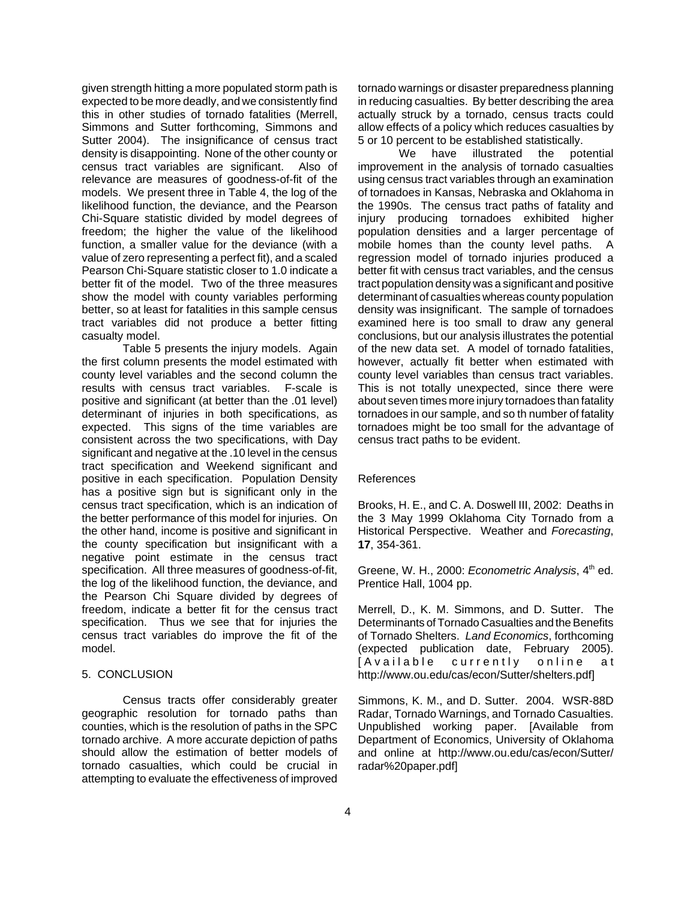given strength hitting a more populated storm path is expected to be more deadly, and we consistently find this in other studies of tornado fatalities (Merrell, Simmons and Sutter forthcoming, Simmons and Sutter 2004). The insignificance of census tract density is disappointing. None of the other county or census tract variables are significant. Also of relevance are measures of goodness-of-fit of the models. We present three in Table 4, the log of the likelihood function, the deviance, and the Pearson Chi-Square statistic divided by model degrees of freedom; the higher the value of the likelihood function, a smaller value for the deviance (with a value of zero representing a perfect fit), and a scaled Pearson Chi-Square statistic closer to 1.0 indicate a better fit of the model. Two of the three measures show the model with county variables performing better, so at least for fatalities in this sample census tract variables did not produce a better fitting casualty model.

Table 5 presents the injury models. Again the first column presents the model estimated with county level variables and the second column the results with census tract variables. F-scale is positive and significant (at better than the .01 level) determinant of injuries in both specifications, as expected. This signs of the time variables are consistent across the two specifications, with Day significant and negative at the .10 level in the census tract specification and Weekend significant and positive in each specification. Population Density has a positive sign but is significant only in the census tract specification, which is an indication of the better performance of this model for injuries. On the other hand, income is positive and significant in the county specification but insignificant with a negative point estimate in the census tract specification. All three measures of goodness-of-fit, the log of the likelihood function, the deviance, and the Pearson Chi Square divided by degrees of freedom, indicate a better fit for the census tract specification. Thus we see that for injuries the census tract variables do improve the fit of the model.

## 5. CONCLUSION

Census tracts offer considerably greater geographic resolution for tornado paths than counties, which is the resolution of paths in the SPC tornado archive. A more accurate depiction of paths should allow the estimation of better models of tornado casualties, which could be crucial in attempting to evaluate the effectiveness of improved tornado warnings or disaster preparedness planning in reducing casualties. By better describing the area actually struck by a tornado, census tracts could allow effects of a policy which reduces casualties by 5 or 10 percent to be established statistically.

We have illustrated the potential improvement in the analysis of tornado casualties using census tract variables through an examination of tornadoes in Kansas, Nebraska and Oklahoma in the 1990s. The census tract paths of fatality and injury producing tornadoes exhibited higher population densities and a larger percentage of mobile homes than the county level paths. A regression model of tornado injuries produced a better fit with census tract variables, and the census tract population density was a significant and positive determinant of casualties whereas county population density was insignificant. The sample of tornadoes examined here is too small to draw any general conclusions, but our analysis illustrates the potential of the new data set. A model of tornado fatalities, however, actually fit better when estimated with county level variables than census tract variables. This is not totally unexpected, since there were about seven times more injury tornadoes than fatality tornadoes in our sample, and so th number of fatality tornadoes might be too small for the advantage of census tract paths to be evident.

## References

Brooks, H. E., and C. A. Doswell III, 2002: Deaths in the 3 May 1999 Oklahoma City Tornado from a Historical Perspective. Weather and *Forecasting*, **17**, 354-361.

Greene, W. H., 2000: *Econometric Analysis*, 4th ed. Prentice Hall, 1004 pp.

Merrell, D., K. M. Simmons, and D. Sutter. The Determinants of Tornado Casualties and the Benefits of Tornado Shelters. *Land Economics*, forthcoming (expected publication date, February 2005). [Available currently online at http://www.ou.edu/cas/econ/Sutter/shelters.pdf]

Simmons, K. M., and D. Sutter. 2004. WSR-88D Radar, Tornado Warnings, and Tornado Casualties. Unpublished working paper. [Available from Department of Economics, University of Oklahoma and online at http://www.ou.edu/cas/econ/Sutter/radar%20paper.pdf]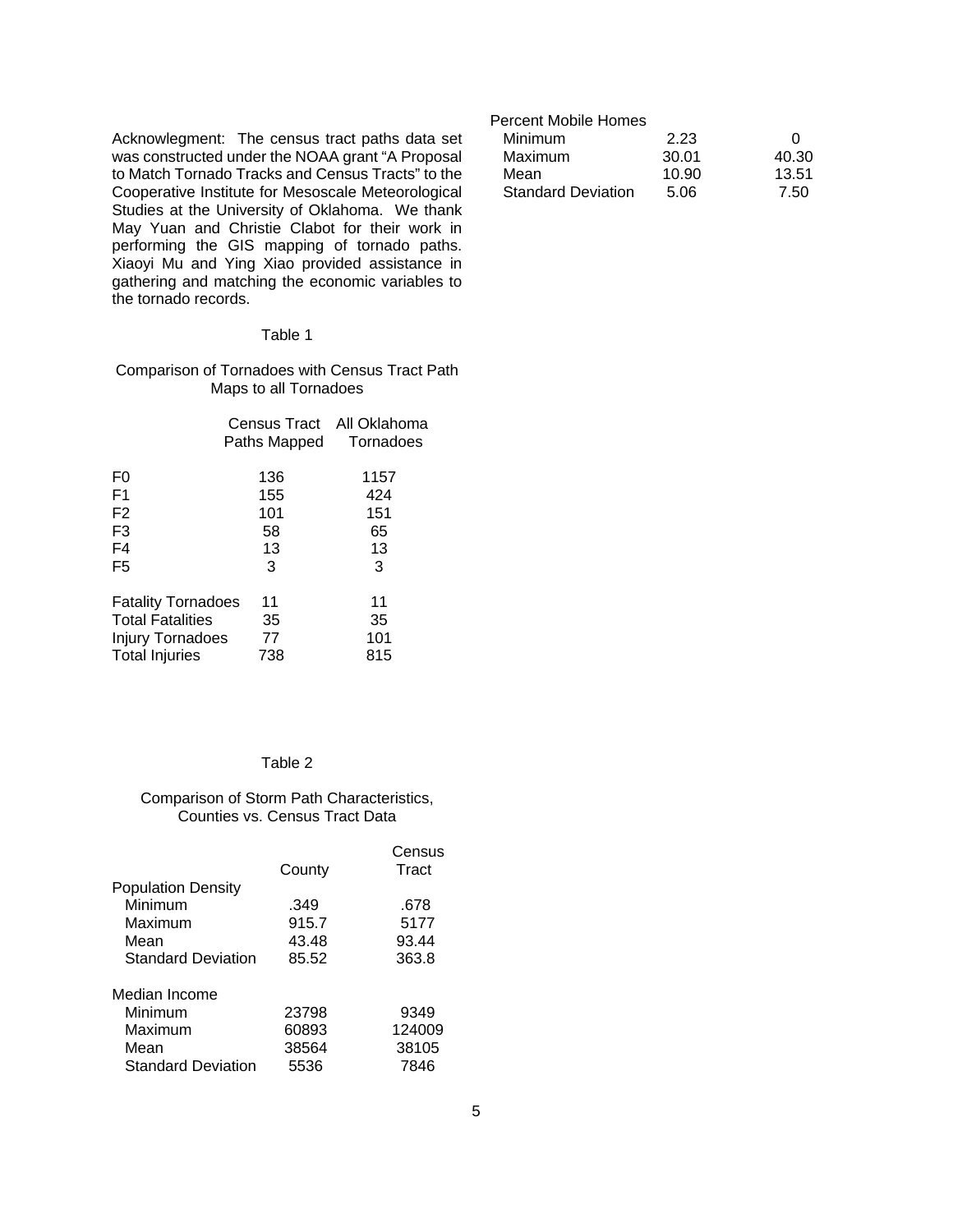Acknowledgment: The census tract paths data set was constructed under the NOAA grant "A Proposal to Match Tornado Tracks and Census Tracts" to the Cooperative Institute for Mesoscale Meteorological Studies at the University of Oklahoma. We thank May Yuan and Christie Clabot for their work in performing the GIS mapping of tornado paths. Xiaoyi Mu and Ying Xiao provided assistance in gathering and matching the economic variables to the tornado records.

Table 1

Comparison of Tornadoes with Census Tract Path Maps to all Tornadoes

| | Census Tract Paths Mapped | All Oklahoma Tornadoes |
|---|---|---|
| F0 | 136 | 1157 |
| F1 | 155 | 424 |
| F2 | 101 | 151 |
| F3 | 58 | 65 |
| F4 | 13 | 13 |
| F5 | 3 | 3 |
| Fatality Tornadoes | 11 | 11 |
| Total Fatalities | 35 | 35 |
| Injury Tornadoes | 77 | 101 |
| Total Injuries | 738 | 815 |

Table 2

Comparison of Storm Path Characteristics, Counties vs. Census Tract Data

| | County | Census Tract |
|---|---|---|
| Population Density | | |
| Minimum | .349 | .678 |
| Maximum | 915.7 | 5177 |
| Mean | 43.48 | 93.44 |
| Standard Deviation | 85.52 | 363.8 |
| Median Income | | |
| Minimum | 23798 | 9349 |
| Maximum | 60893 | 124009 |
| Mean | 38564 | 38105 |
| Standard Deviation | 5536 | 7846 |
| Percent Mobile Homes | | |
| Minimum | 2.23 | 0 |
| Maximum | 30.01 | 40.30 |
| Mean | 10.90 | 13.51 |
| Standard Deviation | 5.06 | 7.50 |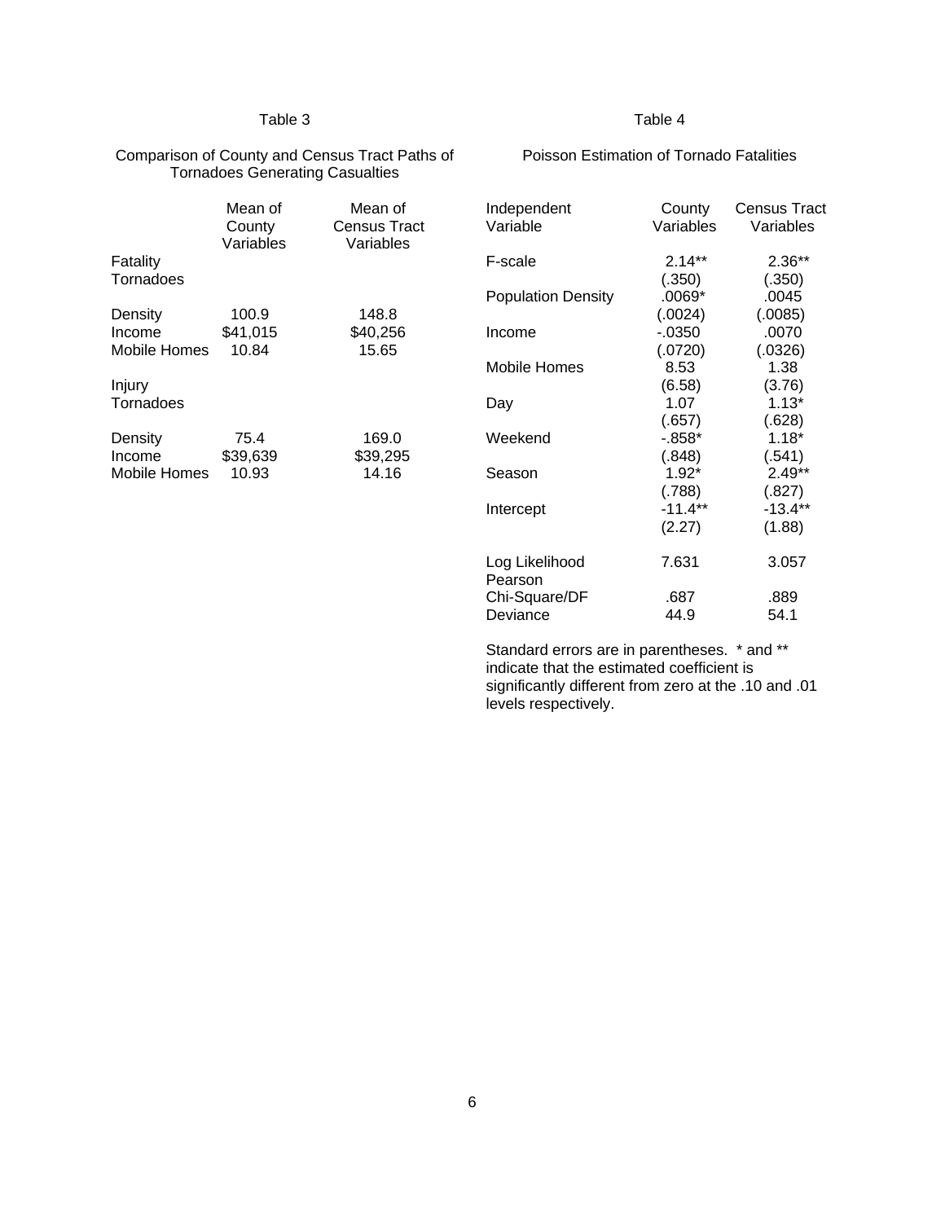## Table 3

### Comparison of County and Census Tract Paths of Tornadoes Generating Casualties

| | Mean of County Variables | Mean of Census Tract Variables |
|---|---|---|
| **Fatality Tornadoes** | | |
| Density | 100.9 | 148.8 |
| Income | $41,015 | $40,256 |
| Mobile Homes | 10.84 | 15.65 |
| **Injury Tornadoes** | | |
| Density | 75.4 | 169.0 |
| Income | $39,639 | $39,295 |
| Mobile Homes | 10.93 | 14.16 |

## Table 4

### Poisson Estimation of Tornado Fatalities

| Independent Variable | County Variables | Census Tract Variables |
|---|---|---|
| F-scale | 2.14** | 2.36** |
| | (.350) | (.350) |
| Population Density | .0069* | .0045 |
| | (.0024) | (.0085) |
| Income | -.0350 | .0070 |
| | (.0720) | (.0326) |
| Mobile Homes | 8.53 | 1.38 |
| | (6.58) | (3.76) |
| Day | 1.07 | 1.13* |
| | (.657) | (.628) |
| Weekend | -.858* | 1.18* |
| | (.848) | (.541) |
| Season | 1.92* | 2.49** |
| | (.788) | (.827) |
| Intercept | -11.4** | -13.4** |
| | (2.27) | (1.88) |
| Log Likelihood | 7.631 | 3.057 |
| Pearson Chi-Square/DF | .687 | .889 |
| Deviance | 44.9 | 54.1 |

Standard errors are in parentheses. * and ** indicate that the estimated coefficient is significantly different from zero at the .10 and .01 levels respectively.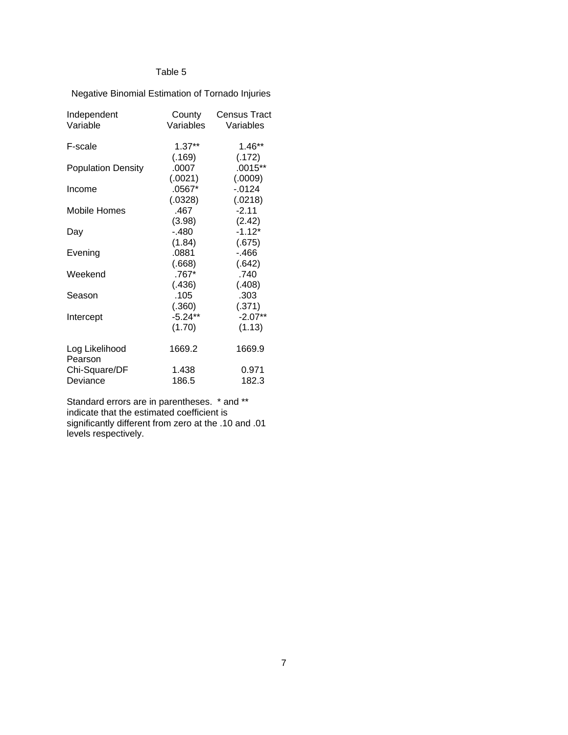Table 5

Negative Binomial Estimation of Tornado Injuries

| Independent Variable | County Variables | Census Tract Variables |
| --- | --- | --- |
| F-scale | 1.37** | 1.46** |
| | (.169) | (.172) |
| Population Density | .0007 | .0015** |
| | (.0021) | (.0009) |
| Income | .0567* | -.0124 |
| | (.0328) | (.0218) |
| Mobile Homes | .467 | -2.11 |
| | (3.98) | (2.42) |
| Day | -.480 | -1.12* |
| | (1.84) | (.675) |
| Evening | .0881 | -.466 |
| | (.668) | (.642) |
| Weekend | .767* | .740 |
| | (.436) | (.408) |
| Season | .105 | .303 |
| | (.360) | (.371) |
| Intercept | -5.24** | -2.07** |
| | (1.70) | (1.13) |
| Log Likelihood | 1669.2 | 1669.9 |
| Pearson Chi-Square/DF | 1.438 | 0.971 |
| Deviance | 186.5 | 182.3 |

Standard errors are in parentheses. * and ** indicate that the estimated coefficient is significantly different from zero at the .10 and .01 levels respectively.